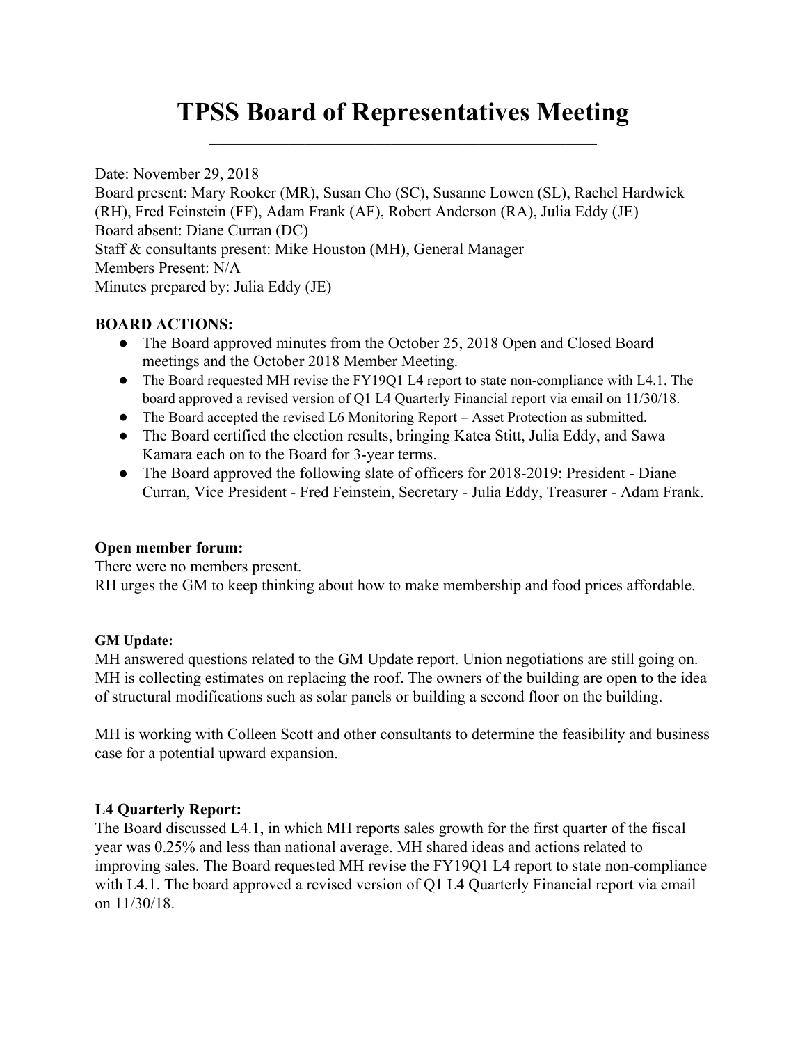# TPSS Board of Representatives Meeting

Date: November 29, 2018
Board present: Mary Rooker (MR), Susan Cho (SC), Susanne Lowen (SL), Rachel Hardwick (RH), Fred Feinstein (FF), Adam Frank (AF), Robert Anderson (RA), Julia Eddy (JE)
Board absent: Diane Curran (DC)
Staff & consultants present: Mike Houston (MH), General Manager
Members Present: N/A
Minutes prepared by: Julia Eddy (JE)

**BOARD ACTIONS:**

- The Board approved minutes from the October 25, 2018 Open and Closed Board meetings and the October 2018 Member Meeting.
- The Board requested MH revise the FY19Q1 L4 report to state non-compliance with L4.1. The board approved a revised version of Q1 L4 Quarterly Financial report via email on 11/30/18.
- The Board accepted the revised L6 Monitoring Report – Asset Protection as submitted.
- The Board certified the election results, bringing Katea Stitt, Julia Eddy, and Sawa Kamara each on to the Board for 3-year terms.
- The Board approved the following slate of officers for 2018-2019: President - Diane Curran, Vice President - Fred Feinstein, Secretary - Julia Eddy, Treasurer - Adam Frank.

**Open member forum:**
There were no members present.
RH urges the GM to keep thinking about how to make membership and food prices affordable.

**GM Update:**
MH answered questions related to the GM Update report. Union negotiations are still going on. MH is collecting estimates on replacing the roof. The owners of the building are open to the idea of structural modifications such as solar panels or building a second floor on the building.

MH is working with Colleen Scott and other consultants to determine the feasibility and business case for a potential upward expansion.

**L4 Quarterly Report:**
The Board discussed L4.1, in which MH reports sales growth for the first quarter of the fiscal year was 0.25% and less than national average. MH shared ideas and actions related to improving sales. The Board requested MH revise the FY19Q1 L4 report to state non-compliance with L4.1. The board approved a revised version of Q1 L4 Quarterly Financial report via email on 11/30/18.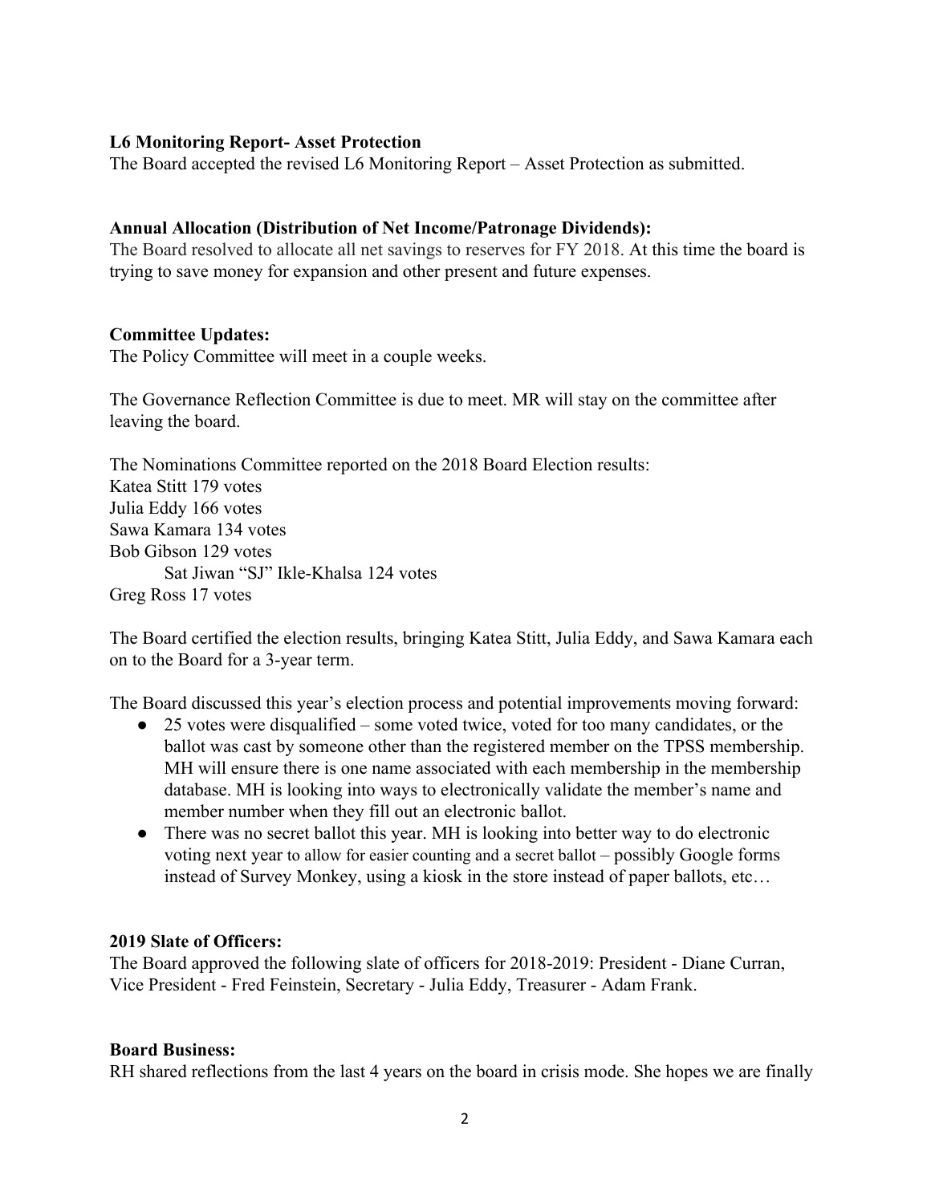**L6 Monitoring Report- Asset Protection**

The Board accepted the revised L6 Monitoring Report – Asset Protection as submitted.

**Annual Allocation (Distribution of Net Income/Patronage Dividends):**

The Board resolved to allocate all net savings to reserves for FY 2018. At this time the board is trying to save money for expansion and other present and future expenses.

**Committee Updates:**

The Policy Committee will meet in a couple weeks.

The Governance Reflection Committee is due to meet. MR will stay on the committee after leaving the board.

The Nominations Committee reported on the 2018 Board Election results:

Katea Stitt 179 votes
Julia Eddy 166 votes
Sawa Kamara 134 votes
Bob Gibson 129 votes
Sat Jiwan "SJ" Ikle-Khalsa 124 votes
Greg Ross 17 votes

The Board certified the election results, bringing Katea Stitt, Julia Eddy, and Sawa Kamara each on to the Board for a 3-year term.

The Board discussed this year's election process and potential improvements moving forward:

- 25 votes were disqualified – some voted twice, voted for too many candidates, or the ballot was cast by someone other than the registered member on the TPSS membership. MH will ensure there is one name associated with each membership in the membership database. MH is looking into ways to electronically validate the member's name and member number when they fill out an electronic ballot.
- There was no secret ballot this year. MH is looking into better way to do electronic voting next year to allow for easier counting and a secret ballot – possibly Google forms instead of Survey Monkey, using a kiosk in the store instead of paper ballots, etc…

**2019 Slate of Officers:**

The Board approved the following slate of officers for 2018-2019: President - Diane Curran, Vice President - Fred Feinstein, Secretary - Julia Eddy, Treasurer - Adam Frank.

**Board Business:**

RH shared reflections from the last 4 years on the board in crisis mode. She hopes we are finally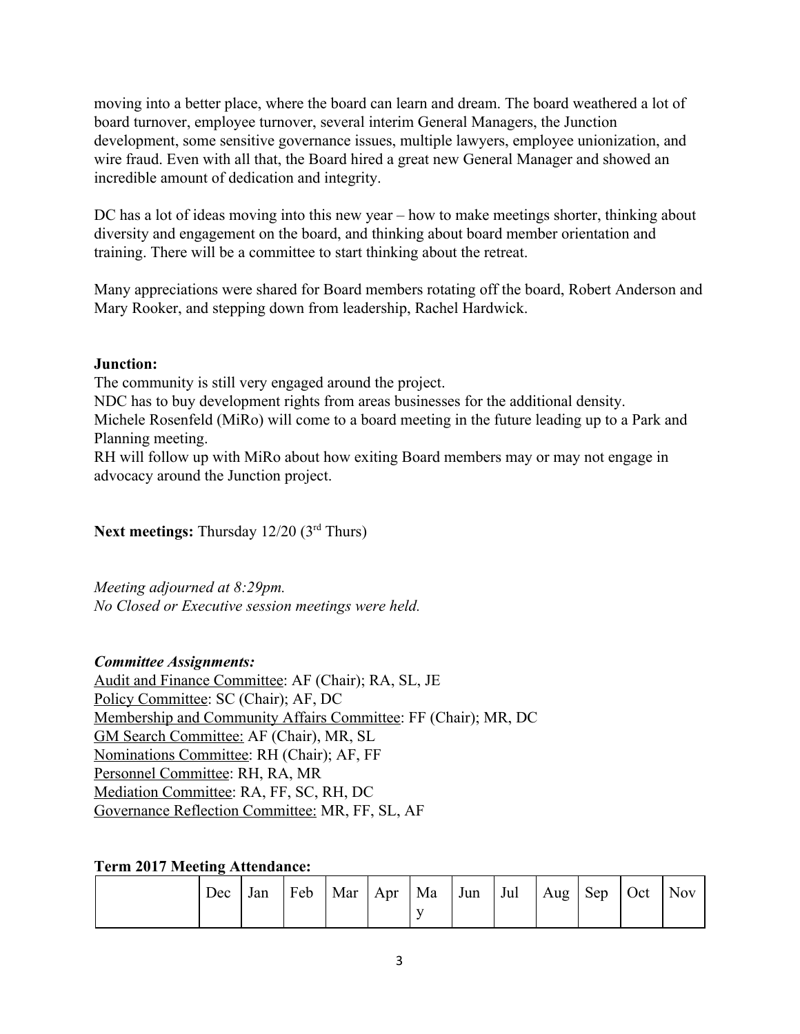moving into a better place, where the board can learn and dream. The board weathered a lot of board turnover, employee turnover, several interim General Managers, the Junction development, some sensitive governance issues, multiple lawyers, employee unionization, and wire fraud. Even with all that, the Board hired a great new General Manager and showed an incredible amount of dedication and integrity.

DC has a lot of ideas moving into this new year – how to make meetings shorter, thinking about diversity and engagement on the board, and thinking about board member orientation and training. There will be a committee to start thinking about the retreat.

Many appreciations were shared for Board members rotating off the board, Robert Anderson and Mary Rooker, and stepping down from leadership, Rachel Hardwick.

**Junction:**

The community is still very engaged around the project.
NDC has to buy development rights from areas businesses for the additional density.
Michele Rosenfeld (MiRo) will come to a board meeting in the future leading up to a Park and Planning meeting.
RH will follow up with MiRo about how exiting Board members may or may not engage in advocacy around the Junction project.

**Next meetings:** Thursday 12/20 (3rd Thurs)

*Meeting adjourned at 8:29pm.*
*No Closed or Executive session meetings were held.*

***Committee Assignments:***

Audit and Finance Committee: AF (Chair); RA, SL, JE
Policy Committee: SC (Chair); AF, DC
Membership and Community Affairs Committee: FF (Chair); MR, DC
GM Search Committee: AF (Chair), MR, SL
Nominations Committee: RH (Chair); AF, FF
Personnel Committee: RH, RA, MR
Mediation Committee: RA, FF, SC, RH, DC
Governance Reflection Committee: MR, FF, SL, AF

**Term 2017 Meeting Attendance:**

| | Dec | Jan | Feb | Mar | Apr | May | Jun | Jul | Aug | Sep | Oct | Nov |
|---|---|---|---|---|---|---|---|---|---|---|---|---|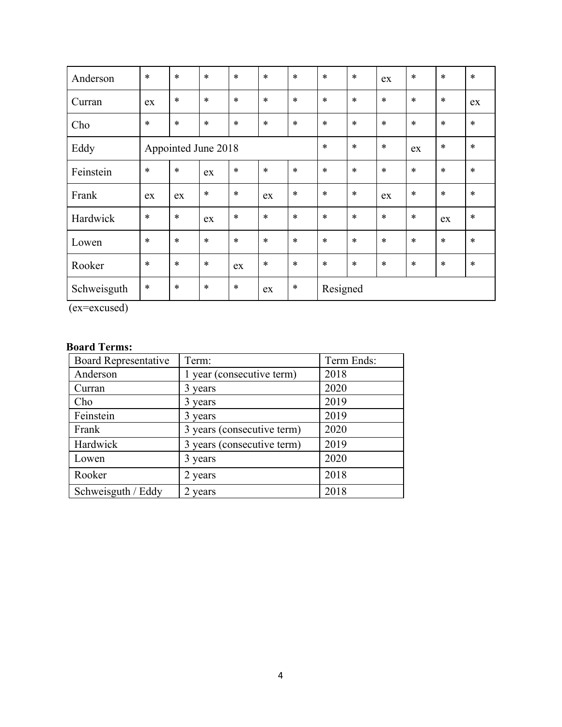| | | | | | | | | | | | | |
|---|---|---|---|---|---|---|---|---|---|---|---|---|
| Anderson | * | * | * | * | * | * | * | * | ex | * | * | * |
| Curran | ex | * | * | * | * | * | * | * | * | * | * | ex |
| Cho | * | * | * | * | * | * | * | * | * | * | * | * |
| Eddy | Appointed June 2018 | | | | | | * | * | * | ex | * | * |
| Feinstein | * | * | ex | * | * | * | * | * | * | * | * | * |
| Frank | ex | ex | * | * | ex | * | * | * | ex | * | * | * |
| Hardwick | * | * | ex | * | * | * | * | * | * | * | ex | * |
| Lowen | * | * | * | * | * | * | * | * | * | * | * | * |
| Rooker | * | * | * | ex | * | * | * | * | * | * | * | * |
| Schweisguth | * | * | * | * | ex | * | Resigned | | | | | |

(ex=excused)

**Board Terms:**

| Board Representative | Term: | Term Ends: |
|---|---|---|
| Anderson | 1 year (consecutive term) | 2018 |
| Curran | 3 years | 2020 |
| Cho | 3 years | 2019 |
| Feinstein | 3 years | 2019 |
| Frank | 3 years (consecutive term) | 2020 |
| Hardwick | 3 years (consecutive term) | 2019 |
| Lowen | 3 years | 2020 |
| Rooker | 2 years | 2018 |
| Schweisguth / Eddy | 2 years | 2018 |